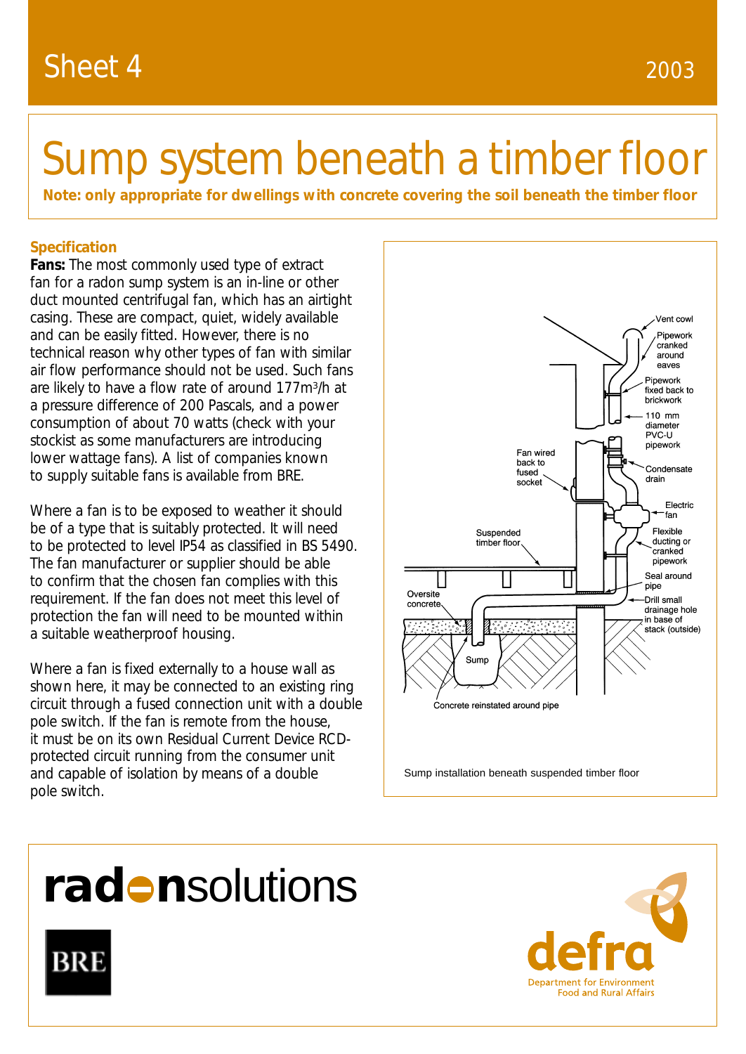Sheet 4 2003

# Sump system beneath a timber floor

**Note: only appropriate for dwellings with concrete covering the soil beneath the timber floor**

## Specification

**Fans:** The most commonly used type of extract fan for a radon sump system is an in-line or other duct mounted centrifugal fan, which has an airtight casing. These are compact, quiet, widely available and can be easily fitted. However, there is no technical reason why other types of fan with similar air flow performance should not be used. Such fans are likely to have a flow rate of around 177m³/h at a pressure difference of 200 Pascals, and a power consumption of about 70 watts (check with your stockist as some manufacturers are introducing lower wattage fans). A list of companies known to supply suitable fans is available from BRE.

Where a fan is to be exposed to weather it should be of a type that is suitably protected. It will need to be protected to level IP54 as classified in BS 5490. The fan manufacturer or supplier should be able to confirm that the chosen fan complies with this requirement. If the fan does not meet this level of protection the fan will need to be mounted within a suitable weatherproof housing.

Where a fan is fixed externally to a house wall as shown here, it may be connected to an existing ring circuit through a fused connection unit with a double pole switch. If the fan is remote from the house, it must be on its own Residual Current Device RCD-protected circuit running from the consumer unit and capable of isolation by means of a double pole switch.

Vent cowl
Pipework cranked around eaves
Pipework fixed back to brickwork
110 mm diameter PVC-U pipework
Condensate drain
Fan wired back to fused socket
Electric fan
Suspended timber floor
Flexible ducting or cranked pipework
Seal around pipe
Oversite concrete
Drill small drainage hole in base of stack (outside)
Sump
Concrete reinstated around pipe

Sump installation beneath suspended timber floor

radonsolutions

BRE

defra
Department for Environment Food and Rural Affairs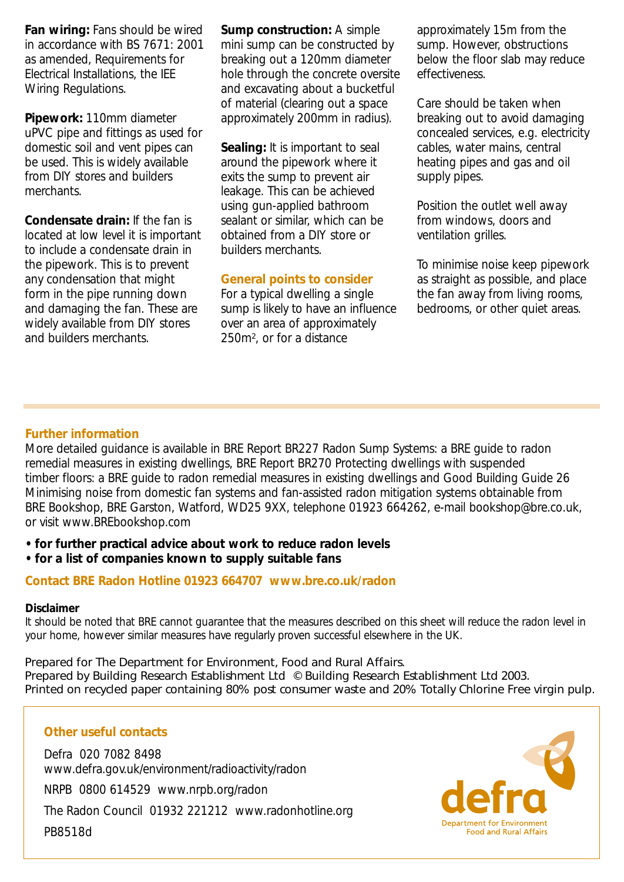**Fan wiring:** Fans should be wired in accordance with BS 7671: 2001 as amended, Requirements for Electrical Installations, the IEE Wiring Regulations.

**Pipework:** 110mm diameter uPVC pipe and fittings as used for domestic soil and vent pipes can be used. This is widely available from DIY stores and builders merchants.

**Condensate drain:** If the fan is located at low level it is important to include a condensate drain in the pipework. This is to prevent any condensation that might form in the pipe running down and damaging the fan. These are widely available from DIY stores and builders merchants.

**Sump construction:** A simple mini sump can be constructed by breaking out a 120mm diameter hole through the concrete oversite and excavating about a bucketful of material (clearing out a space approximately 200mm in radius).

**Sealing:** It is important to seal around the pipework where it exits the sump to prevent air leakage. This can be achieved using gun-applied bathroom sealant or similar, which can be obtained from a DIY store or builders merchants.

### General points to consider

For a typical dwelling a single sump is likely to have an influence over an area of approximately 250m², or for a distance approximately 15m from the sump. However, obstructions below the floor slab may reduce effectiveness.

Care should be taken when breaking out to avoid damaging concealed services, e.g. electricity cables, water mains, central heating pipes and gas and oil supply pipes.

Position the outlet well away from windows, doors and ventilation grilles.

To minimise noise keep pipework as straight as possible, and place the fan away from living rooms, bedrooms, or other quiet areas.

### Further information

More detailed guidance is available in BRE Report BR227 Radon Sump Systems: a BRE guide to radon remedial measures in existing dwellings, BRE Report BR270 Protecting dwellings with suspended timber floors: a BRE guide to radon remedial measures in existing dwellings and Good Building Guide 26 Minimising noise from domestic fan systems and fan-assisted radon mitigation systems obtainable from BRE Bookshop, BRE Garston, Watford, WD25 9XX, telephone 01923 664262, e-mail bookshop@bre.co.uk, or visit www.BREbookshop.com

- **for further practical advice about work to reduce radon levels**
- **for a list of companies known to supply suitable fans**

**Contact BRE Radon Hotline 01923 664707 www.bre.co.uk/radon**

**Disclaimer**

It should be noted that BRE cannot guarantee that the measures described on this sheet will reduce the radon level in your home, however similar measures have regularly proven successful elsewhere in the UK.

Prepared for The Department for Environment, Food and Rural Affairs.
Prepared by Building Research Establishment Ltd © Building Research Establishment Ltd 2003.
Printed on recycled paper containing 80% post consumer waste and 20% Totally Chlorine Free virgin pulp.

### Other useful contacts

Defra 020 7082 8498
www.defra.gov.uk/environment/radioactivity/radon

NRPB 0800 614529 www.nrpb.org/radon

The Radon Council 01932 221212 www.radonhotline.org

PB8518d

defra
Department for Environment Food and Rural Affairs